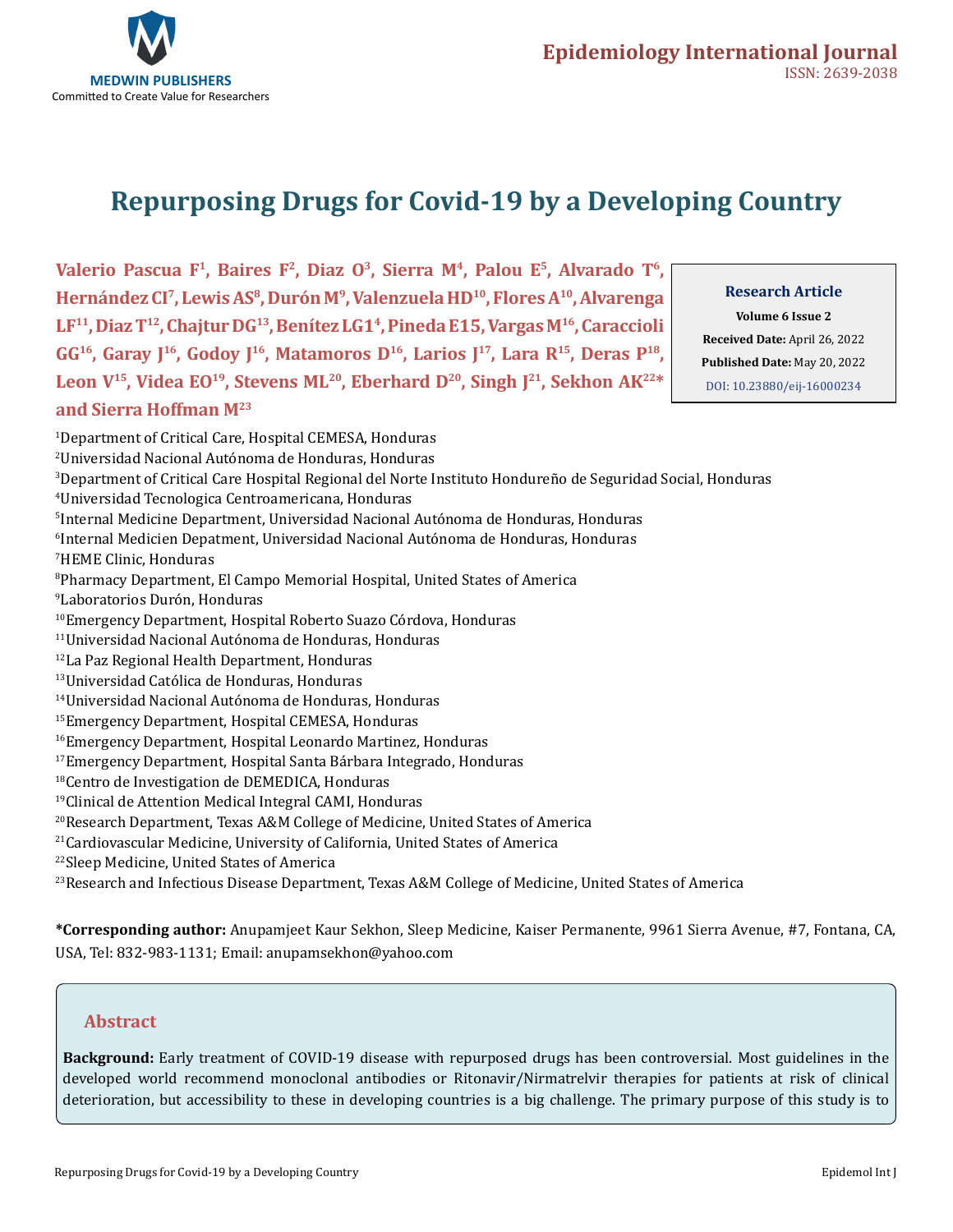# Repurposing Drugs for Covid-19 by a Developing Country

**Valerio Pascua F[1], Baires F[2], Diaz O[3], Sierra M[4], Palou E[5], Alvarado T[6], Hernández CI[7], Lewis AS[8], Durón M[9], Valenzuela HD[10], Flores A[10], Alvarenga LF[11], Diaz T[12], Chajtur DG[13], Benítez LG1[4], Pineda E15, Vargas M[16], Caraccioli GG[16], Garay J[16], Godoy J[16], Matamoros D[16], Larios J[17], Lara R[15], Deras P[18], Leon V[15], Videa EO[19], Stevens ML[20], Eberhard D[20], Singh J[21], Sekhon AK[22]* and Sierra Hoffman M[23]**

**Research Article**
**Volume 6 Issue 2**
**Received Date:** April 26, 2022
**Published Date:** May 20, 2022
DOI: 10.23880/eij-16000234

[1]Department of Critical Care, Hospital CEMESA, Honduras
[2]Universidad Nacional Autónoma de Honduras, Honduras
[3]Department of Critical Care Hospital Regional del Norte Instituto Hondureño de Seguridad Social, Honduras
[4]Universidad Tecnologica Centroamericana, Honduras
[5]Internal Medicine Department, Universidad Nacional Autónoma de Honduras, Honduras
[6]Internal Medicien Depatment, Universidad Nacional Autónoma de Honduras, Honduras
[7]HEME Clinic, Honduras
[8]Pharmacy Department, El Campo Memorial Hospital, United States of America
[9]Laboratorios Durón, Honduras
[10]Emergency Department, Hospital Roberto Suazo Córdova, Honduras
[11]Universidad Nacional Autónoma de Honduras, Honduras
[12]La Paz Regional Health Department, Honduras
[13]Universidad Católica de Honduras, Honduras
[14]Universidad Nacional Autónoma de Honduras, Honduras
[15]Emergency Department, Hospital CEMESA, Honduras
[16]Emergency Department, Hospital Leonardo Martinez, Honduras
[17]Emergency Department, Hospital Santa Bárbara Integrado, Honduras
[18]Centro de Investigation de DEMEDICA, Honduras
[19]Clinical de Attention Medical Integral CAMI, Honduras
[20]Research Department, Texas A&M College of Medicine, United States of America
[21]Cardiovascular Medicine, University of California, United States of America
[22]Sleep Medicine, United States of America
[23]Research and Infectious Disease Department, Texas A&M College of Medicine, United States of America

***Corresponding author:** Anupamjeet Kaur Sekhon, Sleep Medicine, Kaiser Permanente, 9961 Sierra Avenue, #7, Fontana, CA, USA, Tel: 832-983-1131; Email: anupamsekhon@yahoo.com

## Abstract

**Background:** Early treatment of COVID-19 disease with repurposed drugs has been controversial. Most guidelines in the developed world recommend monoclonal antibodies or Ritonavir/Nirmatrelvir therapies for patients at risk of clinical deterioration, but accessibility to these in developing countries is a big challenge. The primary purpose of this study is to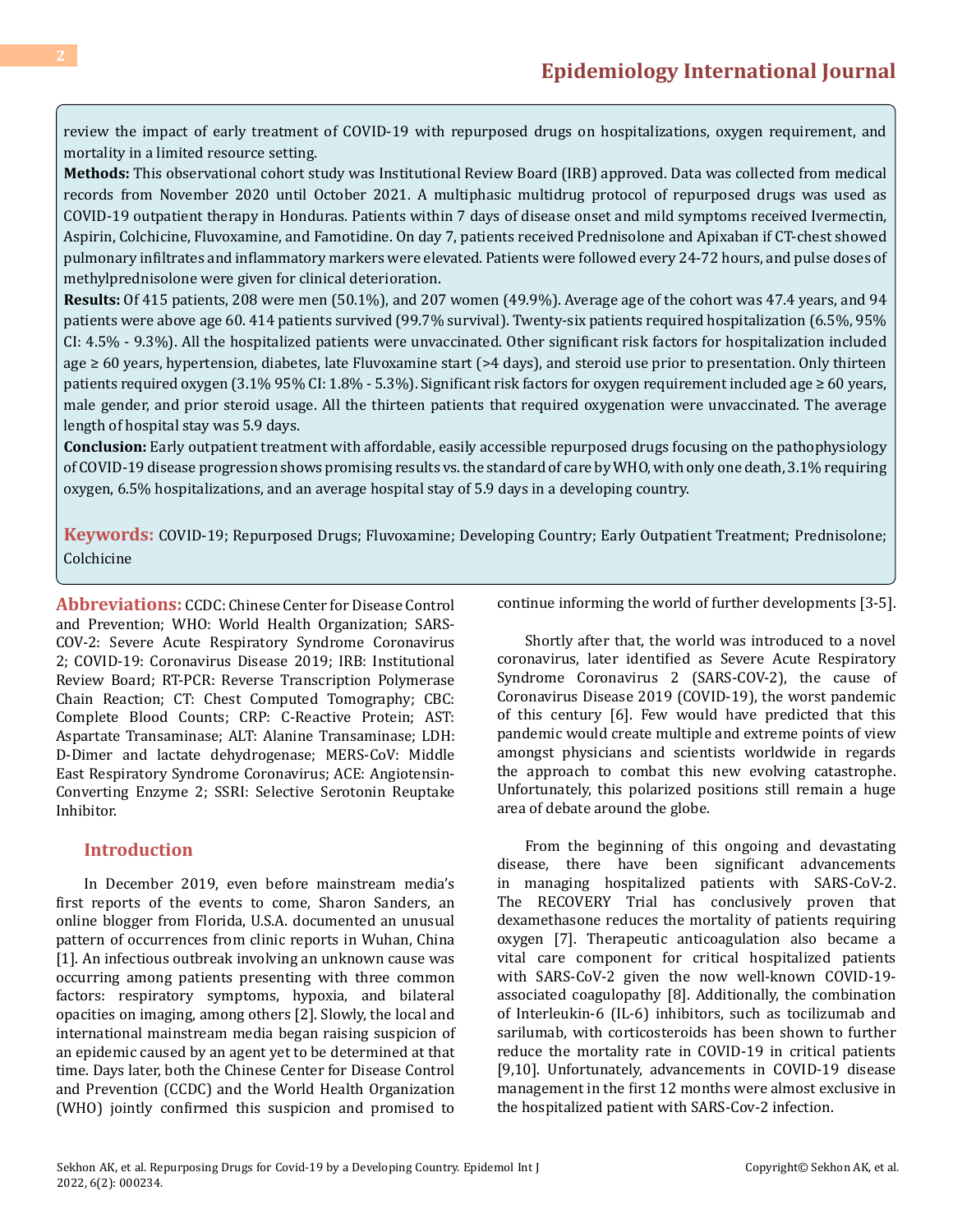review the impact of early treatment of COVID-19 with repurposed drugs on hospitalizations, oxygen requirement, and mortality in a limited resource setting.

**Methods:** This observational cohort study was Institutional Review Board (IRB) approved. Data was collected from medical records from November 2020 until October 2021. A multiphasic multidrug protocol of repurposed drugs was used as COVID-19 outpatient therapy in Honduras. Patients within 7 days of disease onset and mild symptoms received Ivermectin, Aspirin, Colchicine, Fluvoxamine, and Famotidine. On day 7, patients received Prednisolone and Apixaban if CT-chest showed pulmonary infiltrates and inflammatory markers were elevated. Patients were followed every 24-72 hours, and pulse doses of methylprednisolone were given for clinical deterioration.

**Results:** Of 415 patients, 208 were men (50.1%), and 207 women (49.9%). Average age of the cohort was 47.4 years, and 94 patients were above age 60. 414 patients survived (99.7% survival). Twenty-six patients required hospitalization (6.5%, 95% CI: 4.5% - 9.3%). All the hospitalized patients were unvaccinated. Other significant risk factors for hospitalization included age ≥ 60 years, hypertension, diabetes, late Fluvoxamine start (>4 days), and steroid use prior to presentation. Only thirteen patients required oxygen (3.1% 95% CI: 1.8% - 5.3%). Significant risk factors for oxygen requirement included age ≥ 60 years, male gender, and prior steroid usage. All the thirteen patients that required oxygenation were unvaccinated. The average length of hospital stay was 5.9 days.

**Conclusion:** Early outpatient treatment with affordable, easily accessible repurposed drugs focusing on the pathophysiology of COVID-19 disease progression shows promising results vs. the standard of care by WHO, with only one death, 3.1% requiring oxygen, 6.5% hospitalizations, and an average hospital stay of 5.9 days in a developing country.

**Keywords:** COVID-19; Repurposed Drugs; Fluvoxamine; Developing Country; Early Outpatient Treatment; Prednisolone; Colchicine

**Abbreviations:** CCDC: Chinese Center for Disease Control and Prevention; WHO: World Health Organization; SARS-COV-2: Severe Acute Respiratory Syndrome Coronavirus 2; COVID-19: Coronavirus Disease 2019; IRB: Institutional Review Board; RT-PCR: Reverse Transcription Polymerase Chain Reaction; CT: Chest Computed Tomography; CBC: Complete Blood Counts; CRP: C-Reactive Protein; AST: Aspartate Transaminase; ALT: Alanine Transaminase; LDH: D-Dimer and lactate dehydrogenase; MERS-CoV: Middle East Respiratory Syndrome Coronavirus; ACE: Angiotensin-Converting Enzyme 2; SSRI: Selective Serotonin Reuptake Inhibitor.

## Introduction

In December 2019, even before mainstream media's first reports of the events to come, Sharon Sanders, an online blogger from Florida, U.S.A. documented an unusual pattern of occurrences from clinic reports in Wuhan, China [1]. An infectious outbreak involving an unknown cause was occurring among patients presenting with three common factors: respiratory symptoms, hypoxia, and bilateral opacities on imaging, among others [2]. Slowly, the local and international mainstream media began raising suspicion of an epidemic caused by an agent yet to be determined at that time. Days later, both the Chinese Center for Disease Control and Prevention (CCDC) and the World Health Organization (WHO) jointly confirmed this suspicion and promised to continue informing the world of further developments [3-5].

Shortly after that, the world was introduced to a novel coronavirus, later identified as Severe Acute Respiratory Syndrome Coronavirus 2 (SARS-COV-2), the cause of Coronavirus Disease 2019 (COVID-19), the worst pandemic of this century [6]. Few would have predicted that this pandemic would create multiple and extreme points of view amongst physicians and scientists worldwide in regards the approach to combat this new evolving catastrophe. Unfortunately, this polarized positions still remain a huge area of debate around the globe.

From the beginning of this ongoing and devastating disease, there have been significant advancements in managing hospitalized patients with SARS-CoV-2. The RECOVERY Trial has conclusively proven that dexamethasone reduces the mortality of patients requiring oxygen [7]. Therapeutic anticoagulation also became a vital care component for critical hospitalized patients with SARS-CoV-2 given the now well-known COVID-19-associated coagulopathy [8]. Additionally, the combination of Interleukin-6 (IL-6) inhibitors, such as tocilizumab and sarilumab, with corticosteroids has been shown to further reduce the mortality rate in COVID-19 in critical patients [9,10]. Unfortunately, advancements in COVID-19 disease management in the first 12 months were almost exclusive in the hospitalized patient with SARS-Cov-2 infection.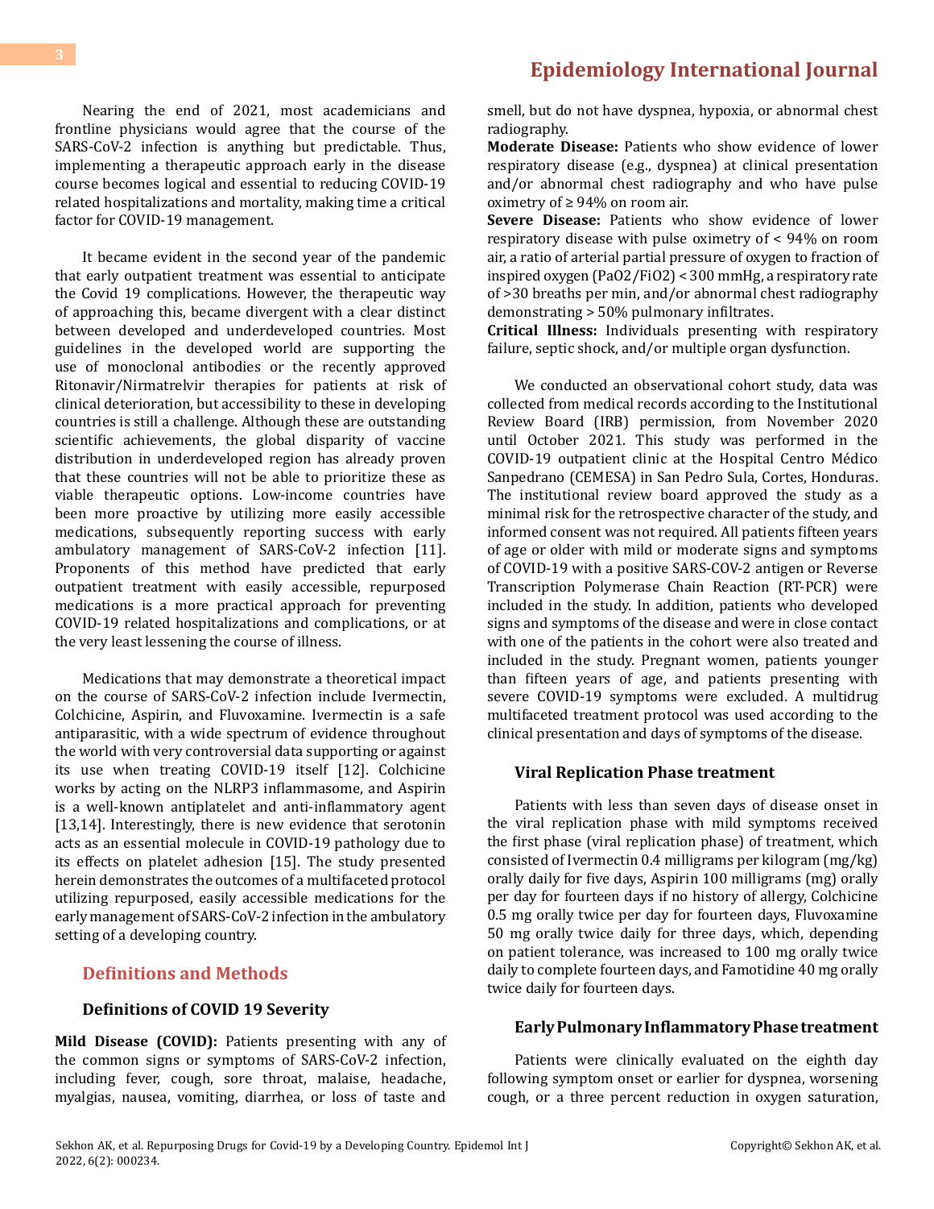Nearing the end of 2021, most academicians and frontline physicians would agree that the course of the SARS-CoV-2 infection is anything but predictable. Thus, implementing a therapeutic approach early in the disease course becomes logical and essential to reducing COVID-19 related hospitalizations and mortality, making time a critical factor for COVID-19 management.

It became evident in the second year of the pandemic that early outpatient treatment was essential to anticipate the Covid 19 complications. However, the therapeutic way of approaching this, became divergent with a clear distinct between developed and underdeveloped countries. Most guidelines in the developed world are supporting the use of monoclonal antibodies or the recently approved Ritonavir/Nirmatrelvir therapies for patients at risk of clinical deterioration, but accessibility to these in developing countries is still a challenge. Although these are outstanding scientific achievements, the global disparity of vaccine distribution in underdeveloped region has already proven that these countries will not be able to prioritize these as viable therapeutic options. Low-income countries have been more proactive by utilizing more easily accessible medications, subsequently reporting success with early ambulatory management of SARS-CoV-2 infection [11]. Proponents of this method have predicted that early outpatient treatment with easily accessible, repurposed medications is a more practical approach for preventing COVID-19 related hospitalizations and complications, or at the very least lessening the course of illness.

Medications that may demonstrate a theoretical impact on the course of SARS-CoV-2 infection include Ivermectin, Colchicine, Aspirin, and Fluvoxamine. Ivermectin is a safe antiparasitic, with a wide spectrum of evidence throughout the world with very controversial data supporting or against its use when treating COVID-19 itself [12]. Colchicine works by acting on the NLRP3 inflammasome, and Aspirin is a well-known antiplatelet and anti-inflammatory agent [13,14]. Interestingly, there is new evidence that serotonin acts as an essential molecule in COVID-19 pathology due to its effects on platelet adhesion [15]. The study presented herein demonstrates the outcomes of a multifaceted protocol utilizing repurposed, easily accessible medications for the early management of SARS-CoV-2 infection in the ambulatory setting of a developing country.

## Definitions and Methods

### Definitions of COVID 19 Severity

**Mild Disease (COVID):** Patients presenting with any of the common signs or symptoms of SARS-CoV-2 infection, including fever, cough, sore throat, malaise, headache, myalgias, nausea, vomiting, diarrhea, or loss of taste and smell, but do not have dyspnea, hypoxia, or abnormal chest radiography.

**Moderate Disease:** Patients who show evidence of lower respiratory disease (e.g., dyspnea) at clinical presentation and/or abnormal chest radiography and who have pulse oximetry of ≥ 94% on room air.

**Severe Disease:** Patients who show evidence of lower respiratory disease with pulse oximetry of < 94% on room air, a ratio of arterial partial pressure of oxygen to fraction of inspired oxygen ($PaO_2/FiO_2$) < 300 mmHg, a respiratory rate of >30 breaths per min, and/or abnormal chest radiography demonstrating > 50% pulmonary infiltrates.

**Critical Illness:** Individuals presenting with respiratory failure, septic shock, and/or multiple organ dysfunction.

We conducted an observational cohort study, data was collected from medical records according to the Institutional Review Board (IRB) permission, from November 2020 until October 2021. This study was performed in the COVID-19 outpatient clinic at the Hospital Centro Médico Sanpedrano (CEMESA) in San Pedro Sula, Cortes, Honduras. The institutional review board approved the study as a minimal risk for the retrospective character of the study, and informed consent was not required. All patients fifteen years of age or older with mild or moderate signs and symptoms of COVID-19 with a positive SARS-COV-2 antigen or Reverse Transcription Polymerase Chain Reaction (RT-PCR) were included in the study. In addition, patients who developed signs and symptoms of the disease and were in close contact with one of the patients in the cohort were also treated and included in the study. Pregnant women, patients younger than fifteen years of age, and patients presenting with severe COVID-19 symptoms were excluded. A multidrug multifaceted treatment protocol was used according to the clinical presentation and days of symptoms of the disease.

### Viral Replication Phase treatment

Patients with less than seven days of disease onset in the viral replication phase with mild symptoms received the first phase (viral replication phase) of treatment, which consisted of Ivermectin 0.4 milligrams per kilogram (mg/kg) orally daily for five days, Aspirin 100 milligrams (mg) orally per day for fourteen days if no history of allergy, Colchicine 0.5 mg orally twice per day for fourteen days, Fluvoxamine 50 mg orally twice daily for three days, which, depending on patient tolerance, was increased to 100 mg orally twice daily to complete fourteen days, and Famotidine 40 mg orally twice daily for fourteen days.

### Early Pulmonary Inflammatory Phase treatment

Patients were clinically evaluated on the eighth day following symptom onset or earlier for dyspnea, worsening cough, or a three percent reduction in oxygen saturation,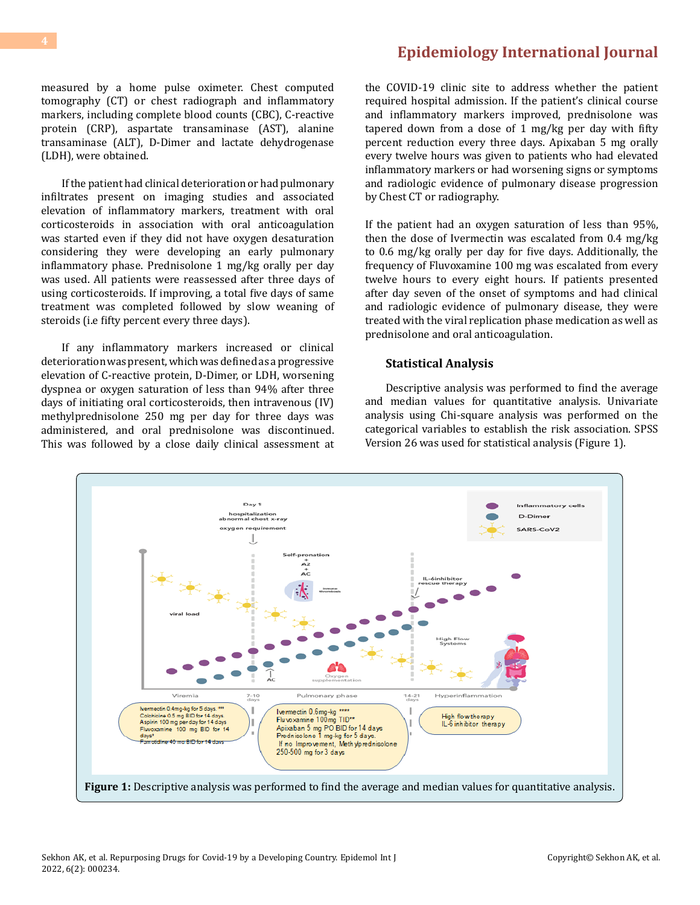measured by a home pulse oximeter. Chest computed tomography (CT) or chest radiograph and inflammatory markers, including complete blood counts (CBC), C-reactive protein (CRP), aspartate transaminase (AST), alanine transaminase (ALT), D-Dimer and lactate dehydrogenase (LDH), were obtained.

If the patient had clinical deterioration or had pulmonary infiltrates present on imaging studies and associated elevation of inflammatory markers, treatment with oral corticosteroids in association with oral anticoagulation was started even if they did not have oxygen desaturation considering they were developing an early pulmonary inflammatory phase. Prednisolone 1 mg/kg orally per day was used. All patients were reassessed after three days of using corticosteroids. If improving, a total five days of same treatment was completed followed by slow weaning of steroids (i.e fifty percent every three days).

If any inflammatory markers increased or clinical deterioration was present, which was defined as a progressive elevation of C-reactive protein, D-Dimer, or LDH, worsening dyspnea or oxygen saturation of less than 94% after three days of initiating oral corticosteroids, then intravenous (IV) methylprednisolone 250 mg per day for three days was administered, and oral prednisolone was discontinued. This was followed by a close daily clinical assessment at the COVID-19 clinic site to address whether the patient required hospital admission. If the patient's clinical course and inflammatory markers improved, prednisolone was tapered down from a dose of 1 mg/kg per day with fifty percent reduction every three days. Apixaban 5 mg orally every twelve hours was given to patients who had elevated inflammatory markers or had worsening signs or symptoms and radiologic evidence of pulmonary disease progression by Chest CT or radiography.

If the patient had an oxygen saturation of less than 95%, then the dose of Ivermectin was escalated from 0.4 mg/kg to 0.6 mg/kg orally per day for five days. Additionally, the frequency of Fluvoxamine 100 mg was escalated from every twelve hours to every eight hours. If patients presented after day seven of the onset of symptoms and had clinical and radiologic evidence of pulmonary disease, they were treated with the viral replication phase medication as well as prednisolone and oral anticoagulation.

### Statistical Analysis

Descriptive analysis was performed to find the average and median values for quantitative analysis. Univariate analysis using Chi-square analysis was performed on the categorical variables to establish the risk association. SPSS Version 26 was used for statistical analysis (Figure 1).

**Figure 1:** Descriptive analysis was performed to find the average and median values for quantitative analysis.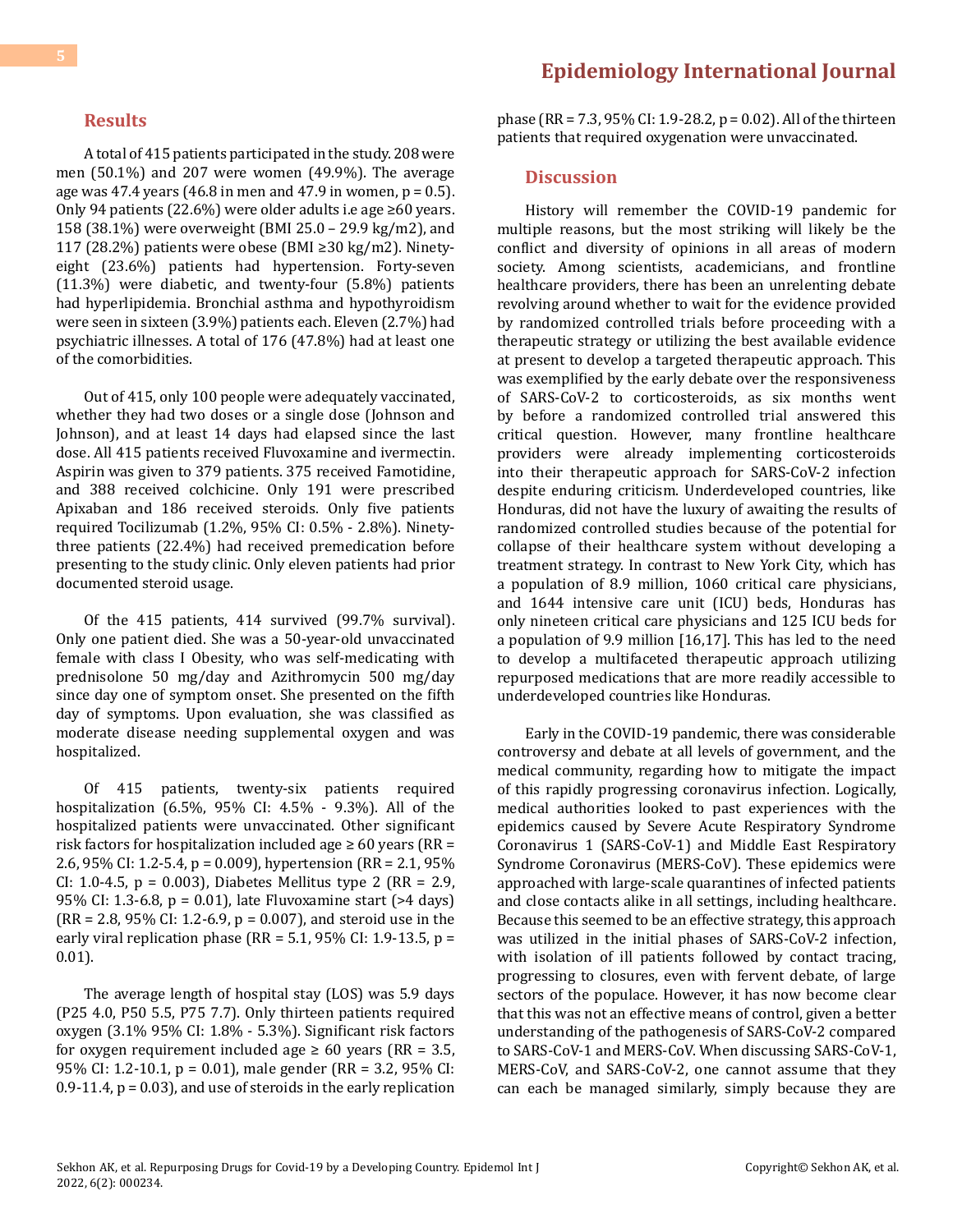## Results

A total of 415 patients participated in the study. 208 were men (50.1%) and 207 were women (49.9%). The average age was 47.4 years (46.8 in men and 47.9 in women, $p = 0.5$). Only 94 patients (22.6%) were older adults i.e age ≥60 years. 158 (38.1%) were overweight (BMI 25.0 – 29.9 kg/m2), and 117 (28.2%) patients were obese (BMI ≥30 kg/m2). Ninety-eight (23.6%) patients had hypertension. Forty-seven (11.3%) were diabetic, and twenty-four (5.8%) patients had hyperlipidemia. Bronchial asthma and hypothyroidism were seen in sixteen (3.9%) patients each. Eleven (2.7%) had psychiatric illnesses. A total of 176 (47.8%) had at least one of the comorbidities.

Out of 415, only 100 people were adequately vaccinated, whether they had two doses or a single dose (Johnson and Johnson), and at least 14 days had elapsed since the last dose. All 415 patients received Fluvoxamine and ivermectin. Aspirin was given to 379 patients. 375 received Famotidine, and 388 received colchicine. Only 191 were prescribed Apixaban and 186 received steroids. Only five patients required Tocilizumab (1.2%, 95% CI: 0.5% - 2.8%). Ninety-three patients (22.4%) had received premedication before presenting to the study clinic. Only eleven patients had prior documented steroid usage.

Of the 415 patients, 414 survived (99.7% survival). Only one patient died. She was a 50-year-old unvaccinated female with class I Obesity, who was self-medicating with prednisolone 50 mg/day and Azithromycin 500 mg/day since day one of symptom onset. She presented on the fifth day of symptoms. Upon evaluation, she was classified as moderate disease needing supplemental oxygen and was hospitalized.

Of 415 patients, twenty-six patients required hospitalization (6.5%, 95% CI: 4.5% - 9.3%). All of the hospitalized patients were unvaccinated. Other significant risk factors for hospitalization included age ≥ 60 years (RR = 2.6, 95% CI: 1.2-5.4, $p = 0.009$), hypertension (RR = 2.1, 95% CI: 1.0-4.5, $p = 0.003$), Diabetes Mellitus type 2 (RR = 2.9, 95% CI: 1.3-6.8, $p = 0.01$), late Fluvoxamine start (>4 days) (RR = 2.8, 95% CI: 1.2-6.9, $p = 0.007$), and steroid use in the early viral replication phase (RR = 5.1, 95% CI: 1.9-13.5, $p = 0.01$).

The average length of hospital stay (LOS) was 5.9 days (P25 4.0, P50 5.5, P75 7.7). Only thirteen patients required oxygen (3.1% 95% CI: 1.8% - 5.3%). Significant risk factors for oxygen requirement included age ≥ 60 years (RR = 3.5, 95% CI: 1.2-10.1, $p = 0.01$), male gender (RR = 3.2, 95% CI: 0.9-11.4, $p = 0.03$), and use of steroids in the early replication phase (RR = 7.3, 95% CI: 1.9-28.2, $p = 0.02$). All of the thirteen patients that required oxygenation were unvaccinated.

## Discussion

History will remember the COVID-19 pandemic for multiple reasons, but the most striking will likely be the conflict and diversity of opinions in all areas of modern society. Among scientists, academicians, and frontline healthcare providers, there has been an unrelenting debate revolving around whether to wait for the evidence provided by randomized controlled trials before proceeding with a therapeutic strategy or utilizing the best available evidence at present to develop a targeted therapeutic approach. This was exemplified by the early debate over the responsiveness of SARS-CoV-2 to corticosteroids, as six months went by before a randomized controlled trial answered this critical question. However, many frontline healthcare providers were already implementing corticosteroids into their therapeutic approach for SARS-CoV-2 infection despite enduring criticism. Underdeveloped countries, like Honduras, did not have the luxury of awaiting the results of randomized controlled studies because of the potential for collapse of their healthcare system without developing a treatment strategy. In contrast to New York City, which has a population of 8.9 million, 1060 critical care physicians, and 1644 intensive care unit (ICU) beds, Honduras has only nineteen critical care physicians and 125 ICU beds for a population of 9.9 million [16,17]. This has led to the need to develop a multifaceted therapeutic approach utilizing repurposed medications that are more readily accessible to underdeveloped countries like Honduras.

Early in the COVID-19 pandemic, there was considerable controversy and debate at all levels of government, and the medical community, regarding how to mitigate the impact of this rapidly progressing coronavirus infection. Logically, medical authorities looked to past experiences with the epidemics caused by Severe Acute Respiratory Syndrome Coronavirus 1 (SARS-CoV-1) and Middle East Respiratory Syndrome Coronavirus (MERS-CoV). These epidemics were approached with large-scale quarantines of infected patients and close contacts alike in all settings, including healthcare. Because this seemed to be an effective strategy, this approach was utilized in the initial phases of SARS-CoV-2 infection, with isolation of ill patients followed by contact tracing, progressing to closures, even with fervent debate, of large sectors of the populace. However, it has now become clear that this was not an effective means of control, given a better understanding of the pathogenesis of SARS-CoV-2 compared to SARS-CoV-1 and MERS-CoV. When discussing SARS-CoV-1, MERS-CoV, and SARS-CoV-2, one cannot assume that they can each be managed similarly, simply because they are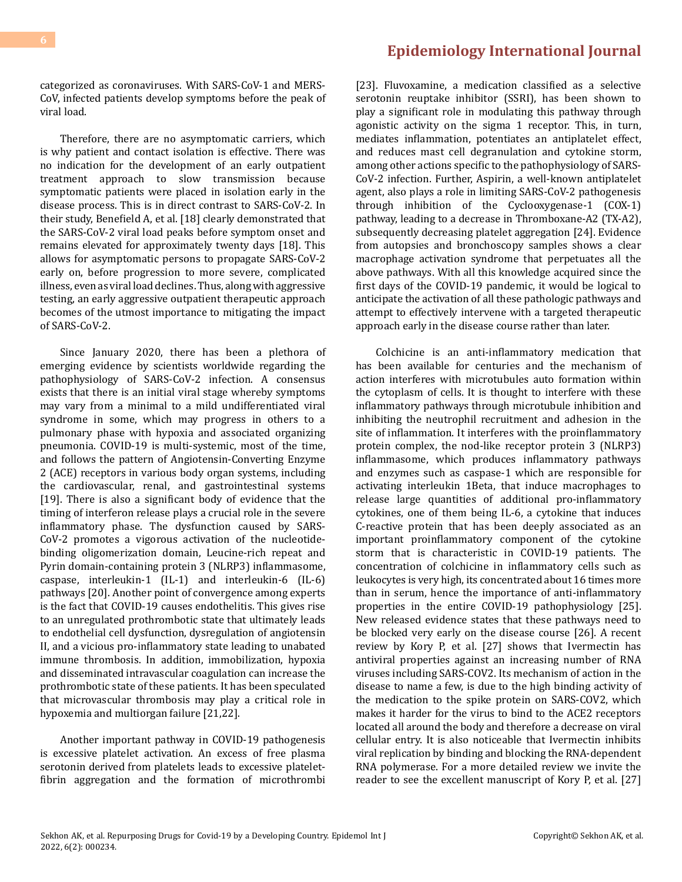categorized as coronaviruses. With SARS-CoV-1 and MERS-CoV, infected patients develop symptoms before the peak of viral load.

Therefore, there are no asymptomatic carriers, which is why patient and contact isolation is effective. There was no indication for the development of an early outpatient treatment approach to slow transmission because symptomatic patients were placed in isolation early in the disease process. This is in direct contrast to SARS-CoV-2. In their study, Benefield A, et al. [18] clearly demonstrated that the SARS-CoV-2 viral load peaks before symptom onset and remains elevated for approximately twenty days [18]. This allows for asymptomatic persons to propagate SARS-CoV-2 early on, before progression to more severe, complicated illness, even as viral load declines. Thus, along with aggressive testing, an early aggressive outpatient therapeutic approach becomes of the utmost importance to mitigating the impact of SARS-CoV-2.

Since January 2020, there has been a plethora of emerging evidence by scientists worldwide regarding the pathophysiology of SARS-CoV-2 infection. A consensus exists that there is an initial viral stage whereby symptoms may vary from a minimal to a mild undifferentiated viral syndrome in some, which may progress in others to a pulmonary phase with hypoxia and associated organizing pneumonia. COVID-19 is multi-systemic, most of the time, and follows the pattern of Angiotensin-Converting Enzyme 2 (ACE) receptors in various body organ systems, including the cardiovascular, renal, and gastrointestinal systems [19]. There is also a significant body of evidence that the timing of interferon release plays a crucial role in the severe inflammatory phase. The dysfunction caused by SARS-CoV-2 promotes a vigorous activation of the nucleotide-binding oligomerization domain, Leucine-rich repeat and Pyrin domain-containing protein 3 (NLRP3) inflammasome, caspase, interleukin-1 (IL-1) and interleukin-6 (IL-6) pathways [20]. Another point of convergence among experts is the fact that COVID-19 causes endothelitis. This gives rise to an unregulated prothrombotic state that ultimately leads to endothelial cell dysfunction, dysregulation of angiotensin II, and a vicious pro-inflammatory state leading to unabated immune thrombosis. In addition, immobilization, hypoxia and disseminated intravascular coagulation can increase the prothrombotic state of these patients. It has been speculated that microvascular thrombosis may play a critical role in hypoxemia and multiorgan failure [21,22].

Another important pathway in COVID-19 pathogenesis is excessive platelet activation. An excess of free plasma serotonin derived from platelets leads to excessive platelet-fibrin aggregation and the formation of microthrombi [23]. Fluvoxamine, a medication classified as a selective serotonin reuptake inhibitor (SSRI), has been shown to play a significant role in modulating this pathway through agonistic activity on the sigma 1 receptor. This, in turn, mediates inflammation, potentiates an antiplatelet effect, and reduces mast cell degranulation and cytokine storm, among other actions specific to the pathophysiology of SARS-CoV-2 infection. Further, Aspirin, a well-known antiplatelet agent, also plays a role in limiting SARS-CoV-2 pathogenesis through inhibition of the Cyclooxygenase-1 (COX-1) pathway, leading to a decrease in Thromboxane-A2 (TX-A2), subsequently decreasing platelet aggregation [24]. Evidence from autopsies and bronchoscopy samples shows a clear macrophage activation syndrome that perpetuates all the above pathways. With all this knowledge acquired since the first days of the COVID-19 pandemic, it would be logical to anticipate the activation of all these pathologic pathways and attempt to effectively intervene with a targeted therapeutic approach early in the disease course rather than later.

Colchicine is an anti-inflammatory medication that has been available for centuries and the mechanism of action interferes with microtubules auto formation within the cytoplasm of cells. It is thought to interfere with these inflammatory pathways through microtubule inhibition and inhibiting the neutrophil recruitment and adhesion in the site of inflammation. It interferes with the proinflammatory protein complex, the nod-like receptor protein 3 (NLRP3) inflammasome, which produces inflammatory pathways and enzymes such as caspase-1 which are responsible for activating interleukin 1Beta, that induce macrophages to release large quantities of additional pro-inflammatory cytokines, one of them being IL-6, a cytokine that induces C-reactive protein that has been deeply associated as an important proinflammatory component of the cytokine storm that is characteristic in COVID-19 patients. The concentration of colchicine in inflammatory cells such as leukocytes is very high, its concentrated about 16 times more than in serum, hence the importance of anti-inflammatory properties in the entire COVID-19 pathophysiology [25]. New released evidence states that these pathways need to be blocked very early on the disease course [26]. A recent review by Kory P, et al. [27] shows that Ivermectin has antiviral properties against an increasing number of RNA viruses including SARS-COV2. Its mechanism of action in the disease to name a few, is due to the high binding activity of the medication to the spike protein on SARS-COV2, which makes it harder for the virus to bind to the ACE2 receptors located all around the body and therefore a decrease on viral cellular entry. It is also noticeable that Ivermectin inhibits viral replication by binding and blocking the RNA-dependent RNA polymerase. For a more detailed review we invite the reader to see the excellent manuscript of Kory P, et al. [27]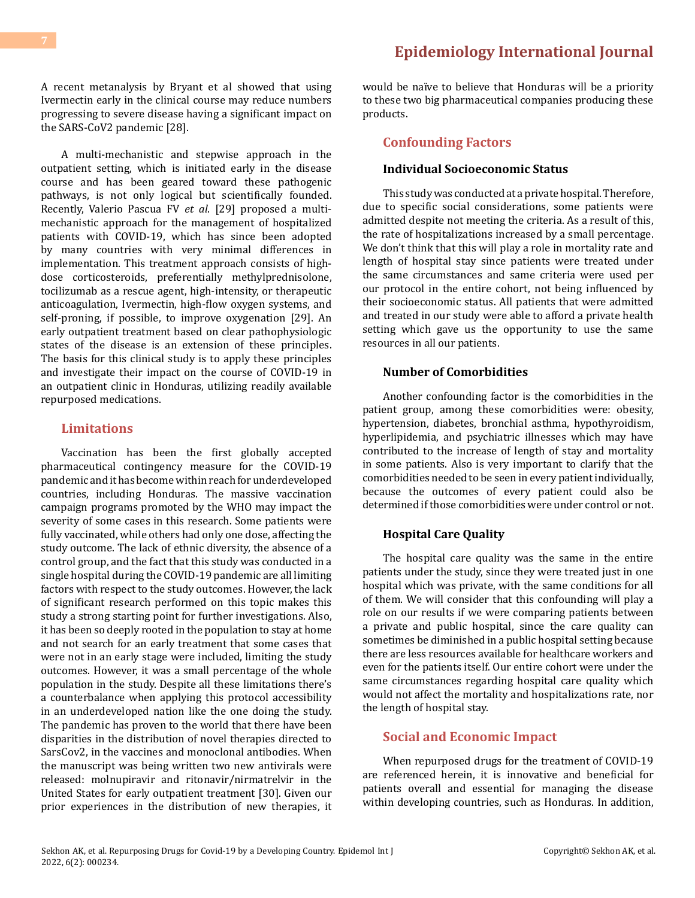A recent metanalysis by Bryant et al showed that using Ivermectin early in the clinical course may reduce numbers progressing to severe disease having a significant impact on the SARS-CoV2 pandemic [28].

A multi-mechanistic and stepwise approach in the outpatient setting, which is initiated early in the disease course and has been geared toward these pathogenic pathways, is not only logical but scientifically founded. Recently, Valerio Pascua FV *et al*. [29] proposed a multi-mechanistic approach for the management of hospitalized patients with COVID-19, which has since been adopted by many countries with very minimal differences in implementation. This treatment approach consists of high-dose corticosteroids, preferentially methylprednisolone, tocilizumab as a rescue agent, high-intensity, or therapeutic anticoagulation, Ivermectin, high-flow oxygen systems, and self-proning, if possible, to improve oxygenation [29]. An early outpatient treatment based on clear pathophysiologic states of the disease is an extension of these principles. The basis for this clinical study is to apply these principles and investigate their impact on the course of COVID-19 in an outpatient clinic in Honduras, utilizing readily available repurposed medications.

## Limitations

Vaccination has been the first globally accepted pharmaceutical contingency measure for the COVID-19 pandemic and it has become within reach for underdeveloped countries, including Honduras. The massive vaccination campaign programs promoted by the WHO may impact the severity of some cases in this research. Some patients were fully vaccinated, while others had only one dose, affecting the study outcome. The lack of ethnic diversity, the absence of a control group, and the fact that this study was conducted in a single hospital during the COVID-19 pandemic are all limiting factors with respect to the study outcomes. However, the lack of significant research performed on this topic makes this study a strong starting point for further investigations. Also, it has been so deeply rooted in the population to stay at home and not search for an early treatment that some cases that were not in an early stage were included, limiting the study outcomes. However, it was a small percentage of the whole population in the study. Despite all these limitations there's a counterbalance when applying this protocol accessibility in an underdeveloped nation like the one doing the study. The pandemic has proven to the world that there have been disparities in the distribution of novel therapies directed to SarsCov2, in the vaccines and monoclonal antibodies. When the manuscript was being written two new antivirals were released: molnupiravir and ritonavir/nirmatrelvir in the United States for early outpatient treatment [30]. Given our prior experiences in the distribution of new therapies, it would be naïve to believe that Honduras will be a priority to these two big pharmaceutical companies producing these products.

## Confounding Factors

### Individual Socioeconomic Status

This study was conducted at a private hospital. Therefore, due to specific social considerations, some patients were admitted despite not meeting the criteria. As a result of this, the rate of hospitalizations increased by a small percentage. We don't think that this will play a role in mortality rate and length of hospital stay since patients were treated under the same circumstances and same criteria were used per our protocol in the entire cohort, not being influenced by their socioeconomic status. All patients that were admitted and treated in our study were able to afford a private health setting which gave us the opportunity to use the same resources in all our patients.

### Number of Comorbidities

Another confounding factor is the comorbidities in the patient group, among these comorbidities were: obesity, hypertension, diabetes, bronchial asthma, hypothyroidism, hyperlipidemia, and psychiatric illnesses which may have contributed to the increase of length of stay and mortality in some patients. Also is very important to clarify that the comorbidities needed to be seen in every patient individually, because the outcomes of every patient could also be determined if those comorbidities were under control or not.

### Hospital Care Quality

The hospital care quality was the same in the entire patients under the study, since they were treated just in one hospital which was private, with the same conditions for all of them. We will consider that this confounding will play a role on our results if we were comparing patients between a private and public hospital, since the care quality can sometimes be diminished in a public hospital setting because there are less resources available for healthcare workers and even for the patients itself. Our entire cohort were under the same circumstances regarding hospital care quality which would not affect the mortality and hospitalizations rate, nor the length of hospital stay.

## Social and Economic Impact

When repurposed drugs for the treatment of COVID-19 are referenced herein, it is innovative and beneficial for patients overall and essential for managing the disease within developing countries, such as Honduras. In addition,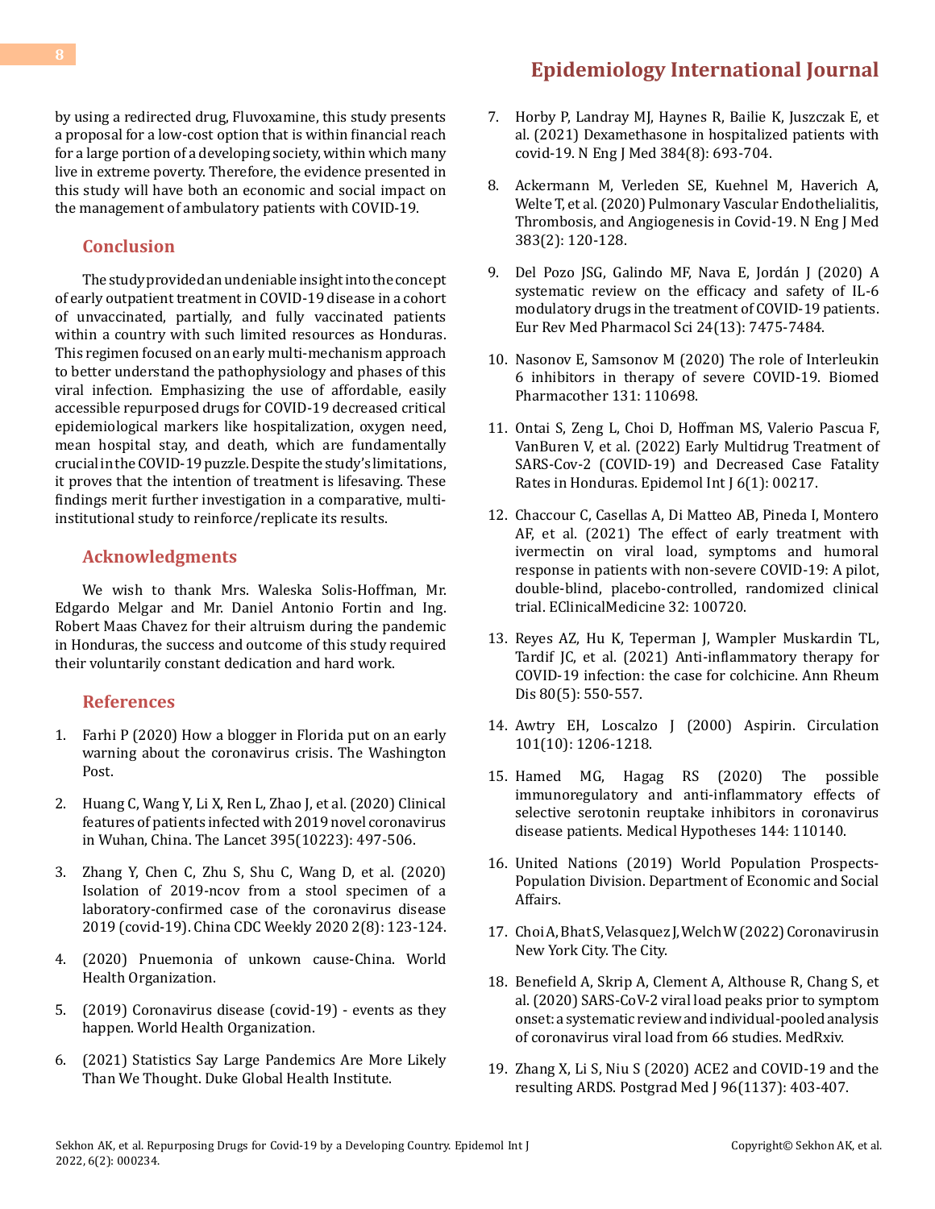by using a redirected drug, Fluvoxamine, this study presents a proposal for a low-cost option that is within financial reach for a large portion of a developing society, within which many live in extreme poverty. Therefore, the evidence presented in this study will have both an economic and social impact on the management of ambulatory patients with COVID-19.

## Conclusion

The study provided an undeniable insight into the concept of early outpatient treatment in COVID-19 disease in a cohort of unvaccinated, partially, and fully vaccinated patients within a country with such limited resources as Honduras. This regimen focused on an early multi-mechanism approach to better understand the pathophysiology and phases of this viral infection. Emphasizing the use of affordable, easily accessible repurposed drugs for COVID-19 decreased critical epidemiological markers like hospitalization, oxygen need, mean hospital stay, and death, which are fundamentally crucial in the COVID-19 puzzle. Despite the study's limitations, it proves that the intention of treatment is lifesaving. These findings merit further investigation in a comparative, multi-institutional study to reinforce/replicate its results.

## Acknowledgments

We wish to thank Mrs. Waleska Solis-Hoffman, Mr. Edgardo Melgar and Mr. Daniel Antonio Fortin and Ing. Robert Maas Chavez for their altruism during the pandemic in Honduras, the success and outcome of this study required their voluntarily constant dedication and hard work.

## References

1. Farhi P (2020) How a blogger in Florida put on an early warning about the coronavirus crisis. The Washington Post.
2. Huang C, Wang Y, Li X, Ren L, Zhao J, et al. (2020) Clinical features of patients infected with 2019 novel coronavirus in Wuhan, China. The Lancet 395(10223): 497-506.
3. Zhang Y, Chen C, Zhu S, Shu C, Wang D, et al. (2020) Isolation of 2019-ncov from a stool specimen of a laboratory-confirmed case of the coronavirus disease 2019 (covid-19). China CDC Weekly 2020 2(8): 123-124.
4. (2020) Pnuemonia of unkown cause-China. World Health Organization.
5. (2019) Coronavirus disease (covid-19) - events as they happen. World Health Organization.
6. (2021) Statistics Say Large Pandemics Are More Likely Than We Thought. Duke Global Health Institute.
7. Horby P, Landray MJ, Haynes R, Bailie K, Juszczak E, et al. (2021) Dexamethasone in hospitalized patients with covid-19. N Eng J Med 384(8): 693-704.
8. Ackermann M, Verleden SE, Kuehnel M, Haverich A, Welte T, et al. (2020) Pulmonary Vascular Endothelialitis, Thrombosis, and Angiogenesis in Covid-19. N Eng J Med 383(2): 120-128.
9. Del Pozo JSG, Galindo MF, Nava E, Jordán J (2020) A systematic review on the efficacy and safety of IL-6 modulatory drugs in the treatment of COVID-19 patients. Eur Rev Med Pharmacol Sci 24(13): 7475-7484.
10. Nasonov E, Samsonov M (2020) The role of Interleukin 6 inhibitors in therapy of severe COVID-19. Biomed Pharmacother 131: 110698.
11. Ontai S, Zeng L, Choi D, Hoffman MS, Valerio Pascua F, VanBuren V, et al. (2022) Early Multidrug Treatment of SARS-Cov-2 (COVID-19) and Decreased Case Fatality Rates in Honduras. Epidemol Int J 6(1): 00217.
12. Chaccour C, Casellas A, Di Matteo AB, Pineda I, Montero AF, et al. (2021) The effect of early treatment with ivermectin on viral load, symptoms and humoral response in patients with non-severe COVID-19: A pilot, double-blind, placebo-controlled, randomized clinical trial. EClinicalMedicine 32: 100720.
13. Reyes AZ, Hu K, Teperman J, Wampler Muskardin TL, Tardif JC, et al. (2021) Anti-inflammatory therapy for COVID-19 infection: the case for colchicine. Ann Rheum Dis 80(5): 550-557.
14. Awtry EH, Loscalzo J (2000) Aspirin. Circulation 101(10): 1206-1218.
15. Hamed MG, Hagag RS (2020) The possible immunoregulatory and anti-inflammatory effects of selective serotonin reuptake inhibitors in coronavirus disease patients. Medical Hypotheses 144: 110140.
16. United Nations (2019) World Population Prospects-Population Division. Department of Economic and Social Affairs.
17. Choi A, Bhat S, Velasquez J, Welch W (2022) Coronavirus in New York City. The City.
18. Benefield A, Skrip A, Clement A, Althouse R, Chang S, et al. (2020) SARS-CoV-2 viral load peaks prior to symptom onset: a systematic review and individual-pooled analysis of coronavirus viral load from 66 studies. MedRxiv.
19. Zhang X, Li S, Niu S (2020) ACE2 and COVID-19 and the resulting ARDS. Postgrad Med J 96(1137): 403-407.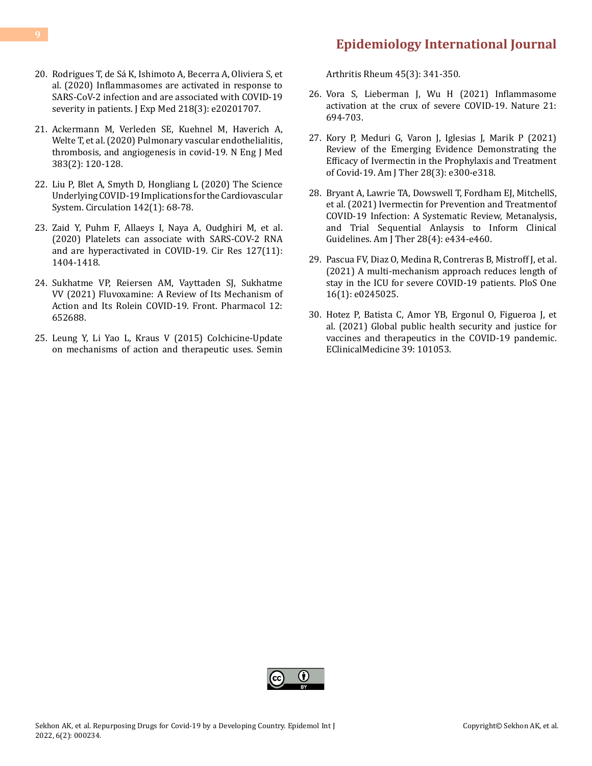20. Rodrigues T, de Sá K, Ishimoto A, Becerra A, Oliviera S, et al. (2020) Inflammasomes are activated in response to SARS-CoV-2 infection and are associated with COVID-19 severity in patients. J Exp Med 218(3): e20201707.

21. Ackermann M, Verleden SE, Kuehnel M, Haverich A, Welte T, et al. (2020) Pulmonary vascular endothelialitis, thrombosis, and angiogenesis in covid-19. N Eng J Med 383(2): 120-128.

22. Liu P, Blet A, Smyth D, Hongliang L (2020) The Science Underlying COVID-19 Implications for the Cardiovascular System. Circulation 142(1): 68-78.

23. Zaid Y, Puhm F, Allaeys I, Naya A, Oudghiri M, et al. (2020) Platelets can associate with SARS-COV-2 RNA and are hyperactivated in COVID-19. Cir Res 127(11): 1404-1418.

24. Sukhatme VP, Reiersen AM, Vayttaden SJ, Sukhatme VV (2021) Fluvoxamine: A Review of Its Mechanism of Action and Its Rolein COVID-19. Front. Pharmacol 12: 652688.

25. Leung Y, Li Yao L, Kraus V (2015) Colchicine-Update on mechanisms of action and therapeutic uses. Semin Arthritis Rheum 45(3): 341-350.

26. Vora S, Lieberman J, Wu H (2021) Inflammasome activation at the crux of severe COVID-19. Nature 21: 694-703.

27. Kory P, Meduri G, Varon J, Iglesias J, Marik P (2021) Review of the Emerging Evidence Demonstrating the Efficacy of Ivermectin in the Prophylaxis and Treatment of Covid-19. Am J Ther 28(3): e300-e318.

28. Bryant A, Lawrie TA, Dowswell T, Fordham EJ, MitchellS, et al. (2021) Ivermectin for Prevention and Treatmentof COVID-19 Infection: A Systematic Review, Metanalysis, and Trial Sequential Anlaysis to Inform Clinical Guidelines. Am J Ther 28(4): e434-e460.

29. Pascua FV, Diaz O, Medina R, Contreras B, Mistroff J, et al. (2021) A multi-mechanism approach reduces length of stay in the ICU for severe COVID-19 patients. PloS One 16(1): e0245025.

30. Hotez P, Batista C, Amor YB, Ergonul O, Figueroa J, et al. (2021) Global public health security and justice for vaccines and therapeutics in the COVID-19 pandemic. EClinicalMedicine 39: 101053.